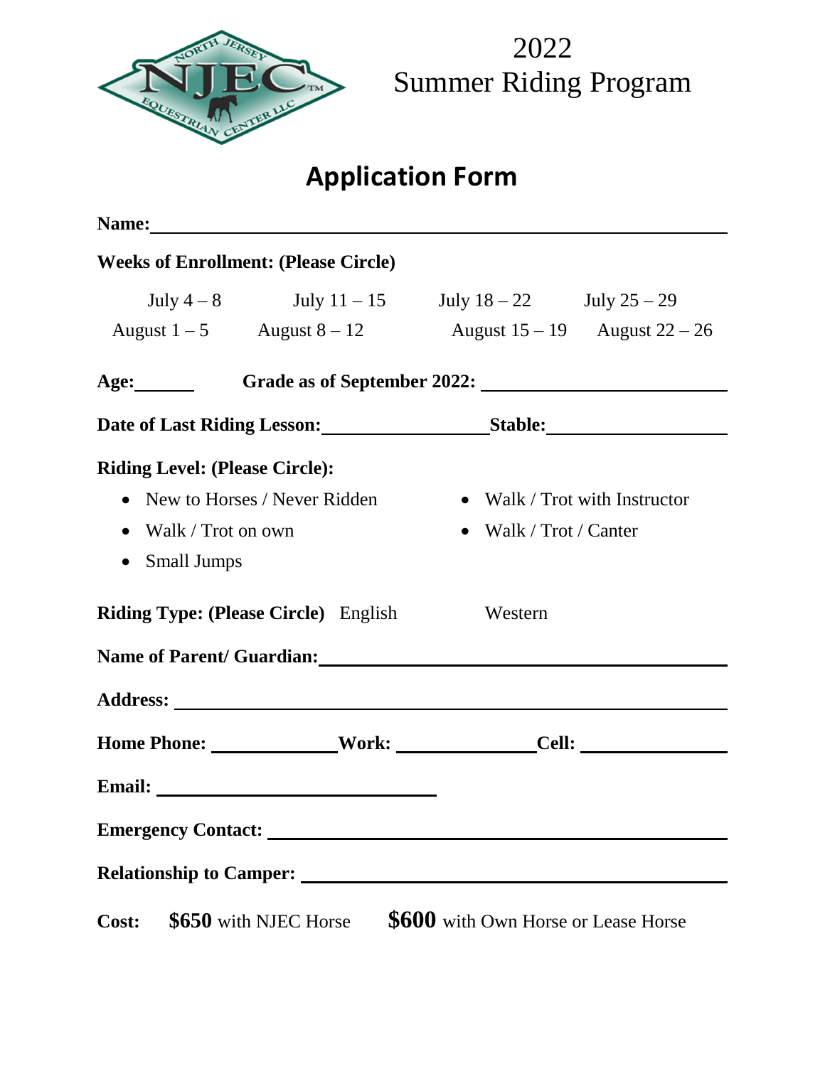NORTH JERSEY NJEC™ EQUESTRIAN CENTER LLC

# 2022 Summer Riding Program

## Application Form

**Name:** ______________________________

**Weeks of Enrollment: (Please Circle)**

| | | | |
|---|---|---|---|
| July 4 – 8 | July 11 – 15 | July 18 – 22 | July 25 – 29 |
| August 1 – 5 | August 8 – 12 | August 15 – 19 | August 22 – 26 |

**Age:** ______ **Grade as of September 2022:** ______________

**Date of Last Riding Lesson:** ______________ **Stable:** ______________

**Riding Level: (Please Circle):**

- New to Horses / Never Ridden
- Walk / Trot with Instructor
- Walk / Trot on own
- Walk / Trot / Canter
- Small Jumps

**Riding Type: (Please Circle)** English Western

**Name of Parent/ Guardian:** ______________________________

**Address:** ______________________________

**Home Phone:** ____________ **Work:** ____________ **Cell:** ____________

**Email:** ______________________

**Emergency Contact:** ______________________________

**Relationship to Camper:** ______________________________

**Cost:** **$650** with NJEC Horse **$600** with Own Horse or Lease Horse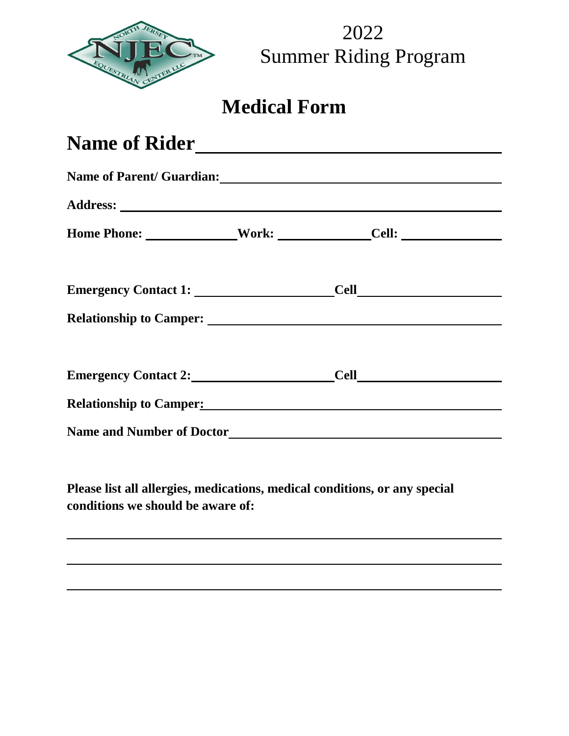2022
Summer Riding Program

# Medical Form

## Name of Rider________________________________

**Name of Parent/ Guardian:**________________________________

**Address:** ________________________________

**Home Phone:** ______________ **Work:** ______________ **Cell:** ______________

**Emergency Contact 1:** ____________________ **Cell**____________________

**Relationship to Camper:** ________________________________

**Emergency Contact 2:**____________________ **Cell**____________________

**Relationship to Camper:**________________________________

**Name and Number of Doctor**________________________________

**Please list all allergies, medications, medical conditions, or any special conditions we should be aware of:**

________________________________________________________________

________________________________________________________________

________________________________________________________________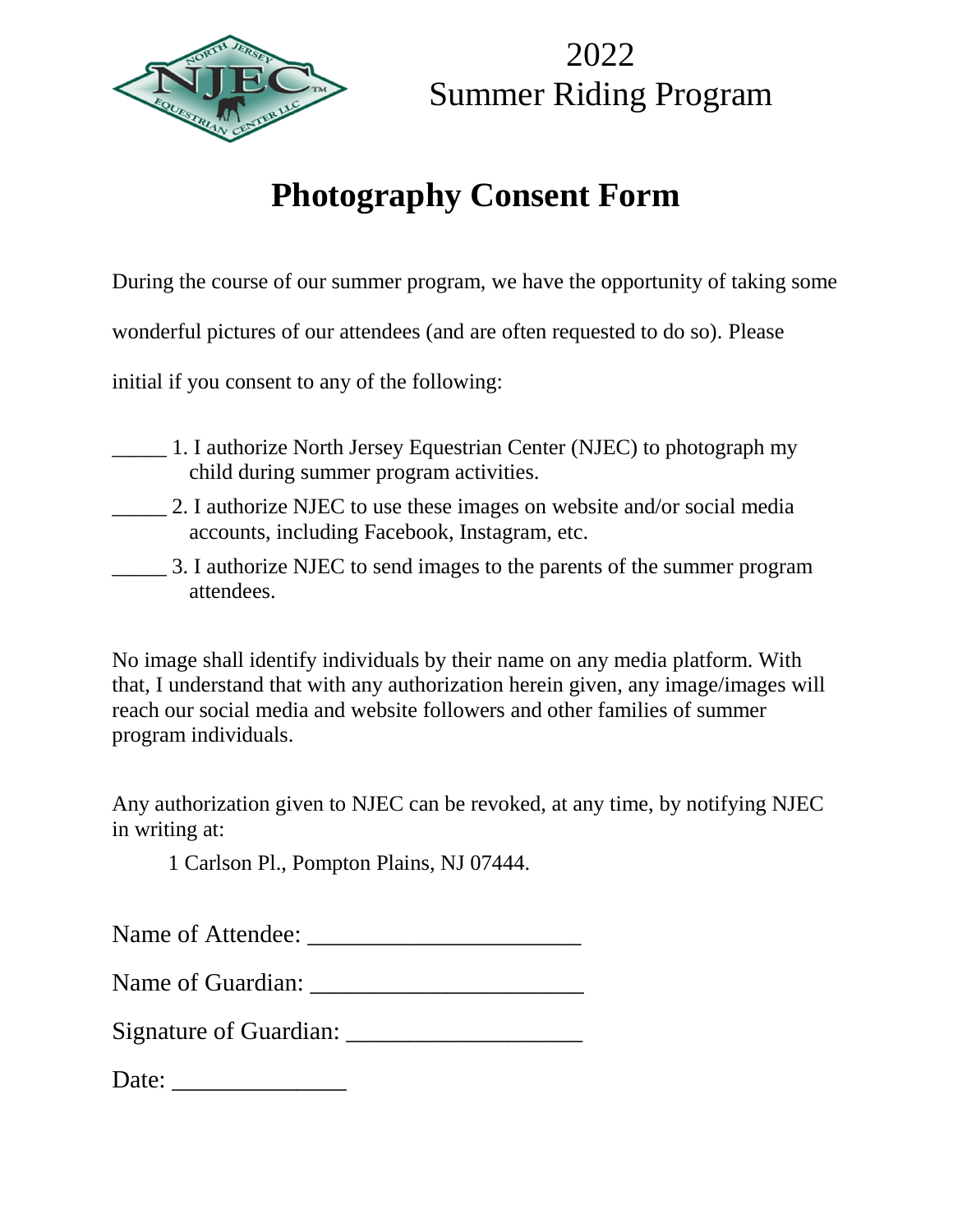2022
Summer Riding Program

# Photography Consent Form

During the course of our summer program, we have the opportunity of taking some wonderful pictures of our attendees (and are often requested to do so). Please initial if you consent to any of the following:

_____ 1. I authorize North Jersey Equestrian Center (NJEC) to photograph my child during summer program activities.

_____ 2. I authorize NJEC to use these images on website and/or social media accounts, including Facebook, Instagram, etc.

_____ 3. I authorize NJEC to send images to the parents of the summer program attendees.

No image shall identify individuals by their name on any media platform. With that, I understand that with any authorization herein given, any image/images will reach our social media and website followers and other families of summer program individuals.

Any authorization given to NJEC can be revoked, at any time, by notifying NJEC in writing at:

1 Carlson Pl., Pompton Plains, NJ 07444.

Name of Attendee: ______________________

Name of Guardian: ______________________

Signature of Guardian: ___________________

Date: ______________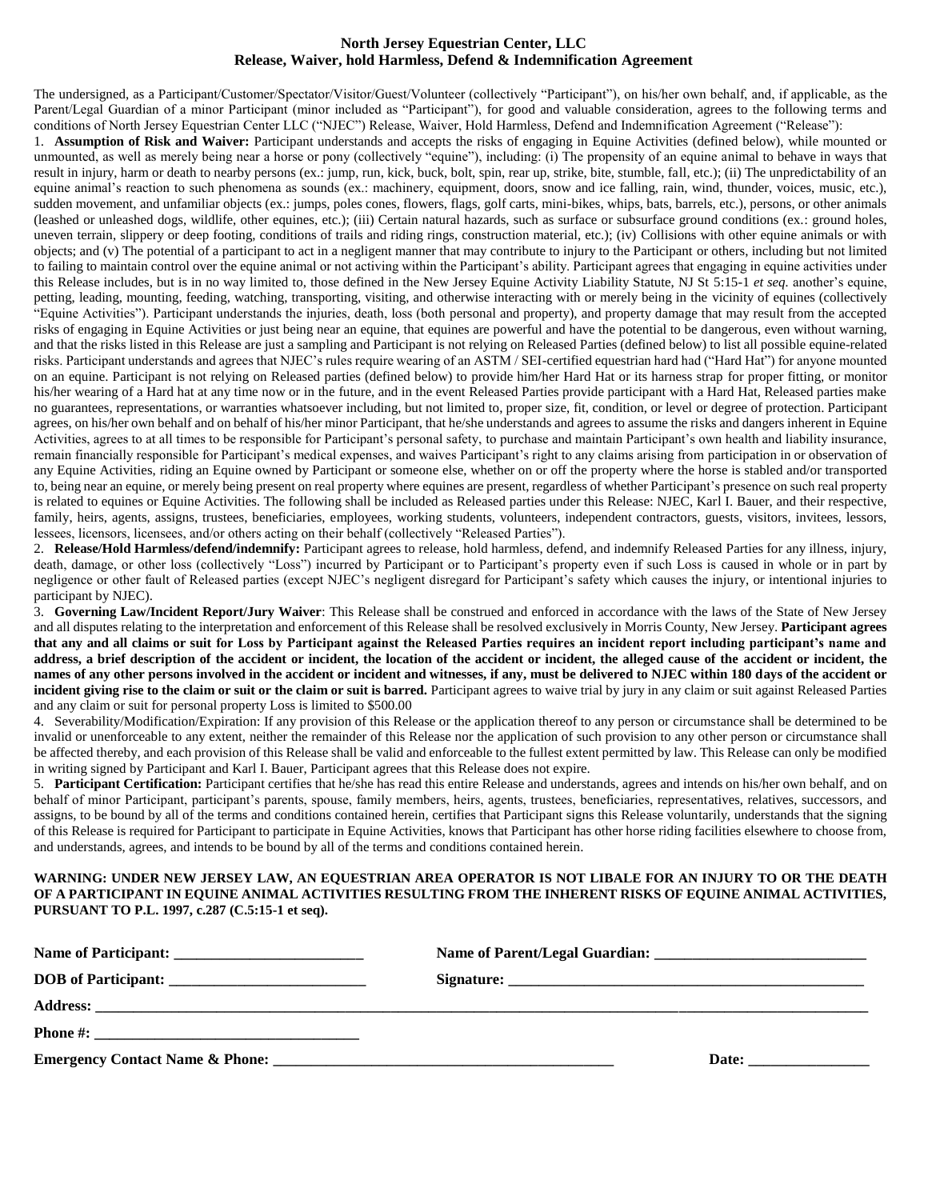**North Jersey Equestrian Center, LLC**
**Release, Waiver, hold Harmless, Defend & Indemnification Agreement**

The undersigned, as a Participant/Customer/Spectator/Visitor/Guest/Volunteer (collectively "Participant"), on his/her own behalf, and, if applicable, as the Parent/Legal Guardian of a minor Participant (minor included as "Participant"), for good and valuable consideration, agrees to the following terms and conditions of North Jersey Equestrian Center LLC ("NJEC") Release, Waiver, Hold Harmless, Defend and Indemnification Agreement ("Release"):

1. **Assumption of Risk and Waiver:** Participant understands and accepts the risks of engaging in Equine Activities (defined below), while mounted or unmounted, as well as merely being near a horse or pony (collectively "equine"), including: (i) The propensity of an equine animal to behave in ways that result in injury, harm or death to nearby persons (ex.: jump, run, kick, buck, bolt, spin, rear up, strike, bite, stumble, fall, etc.); (ii) The unpredictability of an equine animal's reaction to such phenomena as sounds (ex.: machinery, equipment, doors, snow and ice falling, rain, wind, thunder, voices, music, etc.), sudden movement, and unfamiliar objects (ex.: jumps, poles cones, flowers, flags, golf carts, mini-bikes, whips, bats, barrels, etc.), persons, or other animals (leashed or unleashed dogs, wildlife, other equines, etc.); (iii) Certain natural hazards, such as surface or subsurface ground conditions (ex.: ground holes, uneven terrain, slippery or deep footing, conditions of trails and riding rings, construction material, etc.); (iv) Collisions with other equine animals or with objects; and (v) The potential of a participant to act in a negligent manner that may contribute to injury to the Participant or others, including but not limited to failing to maintain control over the equine animal or not activing within the Participant's ability. Participant agrees that engaging in equine activities under this Release includes, but is in no way limited to, those defined in the New Jersey Equine Activity Liability Statute, NJ St 5:15-1 *et seq.* another's equine, petting, leading, mounting, feeding, watching, transporting, visiting, and otherwise interacting with or merely being in the vicinity of equines (collectively "Equine Activities"). Participant understands the injuries, death, loss (both personal and property), and property damage that may result from the accepted risks of engaging in Equine Activities or just being near an equine, that equines are powerful and have the potential to be dangerous, even without warning, and that the risks listed in this Release are just a sampling and Participant is not relying on Released Parties (defined below) to list all possible equine-related risks. Participant understands and agrees that NJEC's rules require wearing of an ASTM / SEI-certified equestrian hard had ("Hard Hat") for anyone mounted on an equine. Participant is not relying on Released parties (defined below) to provide him/her Hard Hat or its harness strap for proper fitting, or monitor his/her wearing of a Hard hat at any time now or in the future, and in the event Released Parties provide participant with a Hard Hat, Released parties make no guarantees, representations, or warranties whatsoever including, but not limited to, proper size, fit, condition, or level or degree of protection. Participant agrees, on his/her own behalf and on behalf of his/her minor Participant, that he/she understands and agrees to assume the risks and dangers inherent in Equine Activities, agrees to at all times to be responsible for Participant's personal safety, to purchase and maintain Participant's own health and liability insurance, remain financially responsible for Participant's medical expenses, and waives Participant's right to any claims arising from participation in or observation of any Equine Activities, riding an Equine owned by Participant or someone else, whether on or off the property where the horse is stabled and/or transported to, being near an equine, or merely being present on real property where equines are present, regardless of whether Participant's presence on such real property is related to equines or Equine Activities. The following shall be included as Released parties under this Release: NJEC, Karl I. Bauer, and their respective, family, heirs, agents, assigns, trustees, beneficiaries, employees, working students, volunteers, independent contractors, guests, visitors, invitees, lessors, lessees, licensors, licensees, and/or others acting on their behalf (collectively "Released Parties").

2. **Release/Hold Harmless/defend/indemnify:** Participant agrees to release, hold harmless, defend, and indemnify Released Parties for any illness, injury, death, damage, or other loss (collectively "Loss") incurred by Participant or to Participant's property even if such Loss is caused in whole or in part by negligence or other fault of Released parties (except NJEC's negligent disregard for Participant's safety which causes the injury, or intentional injuries to participant by NJEC).

3. **Governing Law/Incident Report/Jury Waiver**: This Release shall be construed and enforced in accordance with the laws of the State of New Jersey and all disputes relating to the interpretation and enforcement of this Release shall be resolved exclusively in Morris County, New Jersey. **Participant agrees that any and all claims or suit for Loss by Participant against the Released Parties requires an incident report including participant's name and address, a brief description of the accident or incident, the location of the accident or incident, the alleged cause of the accident or incident, the names of any other persons involved in the accident or incident and witnesses, if any, must be delivered to NJEC within 180 days of the accident or incident giving rise to the claim or suit or the claim or suit is barred.** Participant agrees to waive trial by jury in any claim or suit against Released Parties and any claim or suit for personal property Loss is limited to $500.00

4. Severability/Modification/Expiration: If any provision of this Release or the application thereof to any person or circumstance shall be determined to be invalid or unenforceable to any extent, neither the remainder of this Release nor the application of such provision to any other person or circumstance shall be affected thereby, and each provision of this Release shall be valid and enforceable to the fullest extent permitted by law. This Release can only be modified in writing signed by Participant and Karl I. Bauer, Participant agrees that this Release does not expire.

5. **Participant Certification:** Participant certifies that he/she has read this entire Release and understands, agrees and intends on his/her own behalf, and on behalf of minor Participant, participant's parents, spouse, family members, heirs, agents, trustees, beneficiaries, representatives, relatives, successors, and assigns, to be bound by all of the terms and conditions contained herein, certifies that Participant signs this Release voluntarily, understands that the signing of this Release is required for Participant to participate in Equine Activities, knows that Participant has other horse riding facilities elsewhere to choose from, and understands, agrees, and intends to be bound by all of the terms and conditions contained herein.

**WARNING: UNDER NEW JERSEY LAW, AN EQUESTRIAN AREA OPERATOR IS NOT LIBALE FOR AN INJURY TO OR THE DEATH OF A PARTICIPANT IN EQUINE ANIMAL ACTIVITIES RESULTING FROM THE INHERENT RISKS OF EQUINE ANIMAL ACTIVITIES, PURSUANT TO P.L. 1997, c.287 (C.5:15-1 et seq).**

**Name of Participant:** ________________________ **Name of Parent/Legal Guardian:** ____________________________

**DOB of Participant:** __________________________ **Signature:** ______________________________________________

**Address:** __________________________________________________________________________________________

**Phone #:** ________________________________

**Emergency Contact Name & Phone:** ____________________________________________ **Date:** _______________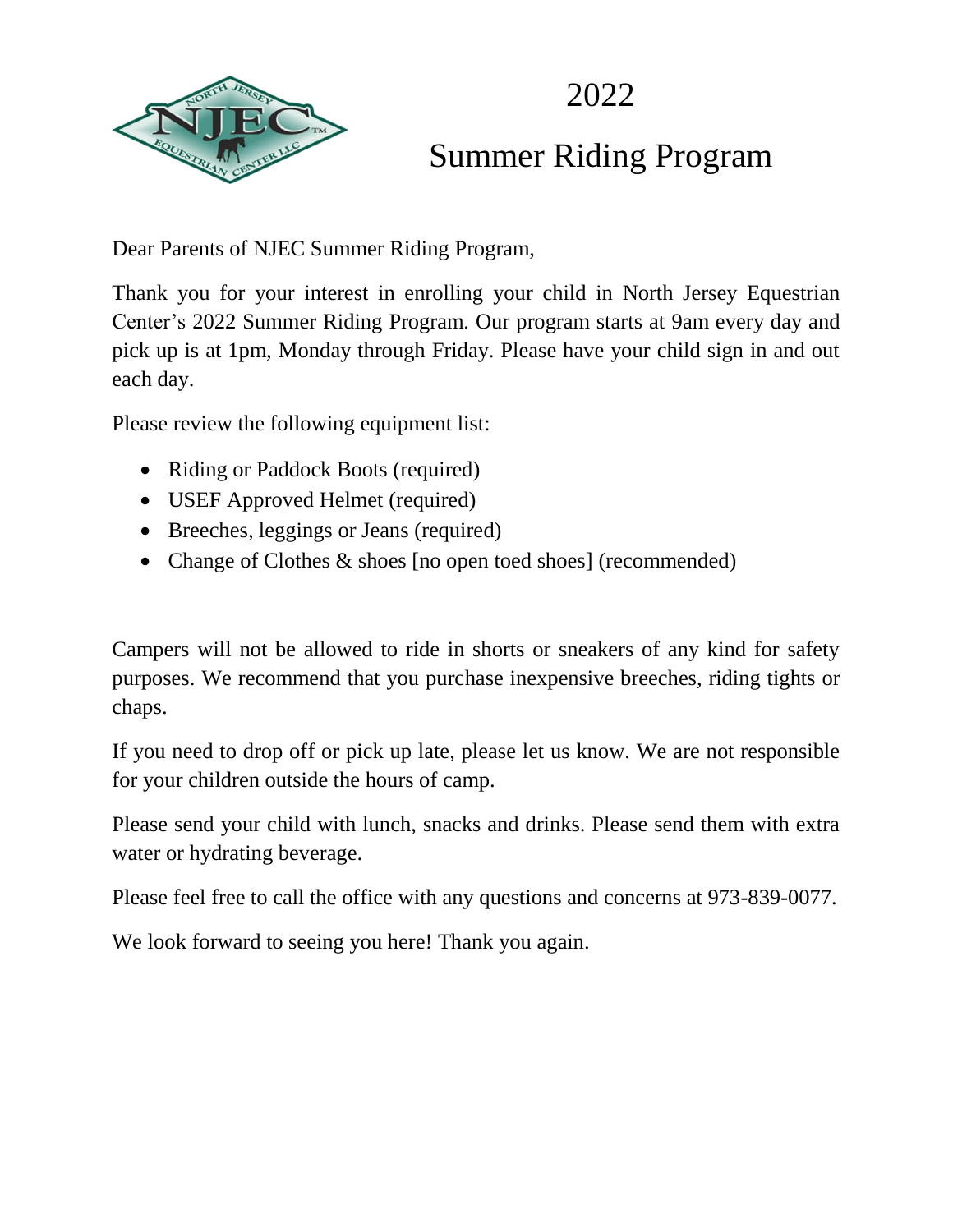# 2022

# Summer Riding Program

Dear Parents of NJEC Summer Riding Program,

Thank you for your interest in enrolling your child in North Jersey Equestrian Center's 2022 Summer Riding Program. Our program starts at 9am every day and pick up is at 1pm, Monday through Friday. Please have your child sign in and out each day.

Please review the following equipment list:

- Riding or Paddock Boots (required)
- USEF Approved Helmet (required)
- Breeches, leggings or Jeans (required)
- Change of Clothes & shoes [no open toed shoes] (recommended)

Campers will not be allowed to ride in shorts or sneakers of any kind for safety purposes. We recommend that you purchase inexpensive breeches, riding tights or chaps.

If you need to drop off or pick up late, please let us know. We are not responsible for your children outside the hours of camp.

Please send your child with lunch, snacks and drinks. Please send them with extra water or hydrating beverage.

Please feel free to call the office with any questions and concerns at 973-839-0077.

We look forward to seeing you here! Thank you again.